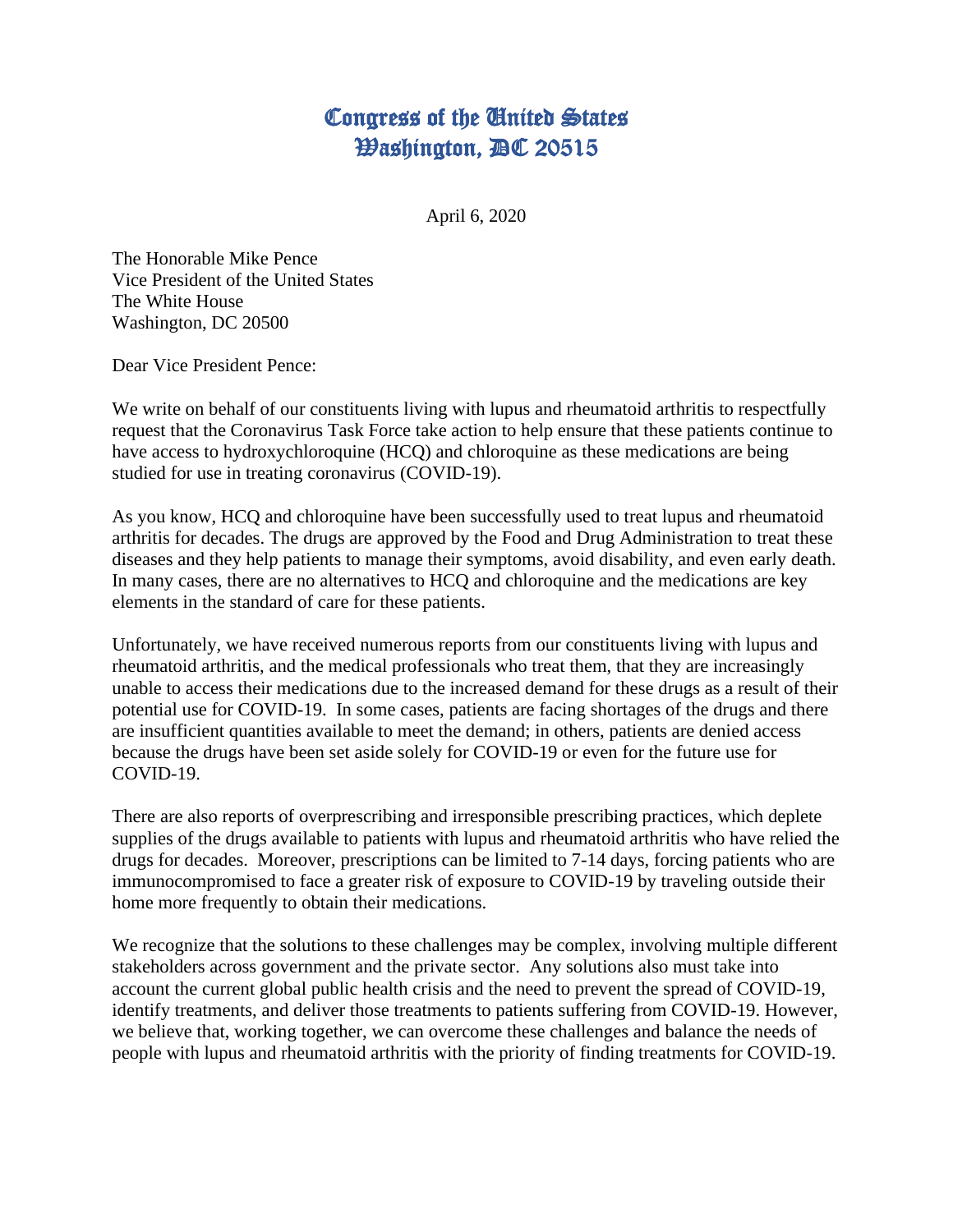# Congress of the United States
# Washington, DC 20515

April 6, 2020

The Honorable Mike Pence
Vice President of the United States
The White House
Washington, DC 20500

Dear Vice President Pence:

We write on behalf of our constituents living with lupus and rheumatoid arthritis to respectfully request that the Coronavirus Task Force take action to help ensure that these patients continue to have access to hydroxychloroquine (HCQ) and chloroquine as these medications are being studied for use in treating coronavirus (COVID-19).

As you know, HCQ and chloroquine have been successfully used to treat lupus and rheumatoid arthritis for decades. The drugs are approved by the Food and Drug Administration to treat these diseases and they help patients to manage their symptoms, avoid disability, and even early death. In many cases, there are no alternatives to HCQ and chloroquine and the medications are key elements in the standard of care for these patients.

Unfortunately, we have received numerous reports from our constituents living with lupus and rheumatoid arthritis, and the medical professionals who treat them, that they are increasingly unable to access their medications due to the increased demand for these drugs as a result of their potential use for COVID-19. In some cases, patients are facing shortages of the drugs and there are insufficient quantities available to meet the demand; in others, patients are denied access because the drugs have been set aside solely for COVID-19 or even for the future use for COVID-19.

There are also reports of overprescribing and irresponsible prescribing practices, which deplete supplies of the drugs available to patients with lupus and rheumatoid arthritis who have relied the drugs for decades. Moreover, prescriptions can be limited to 7-14 days, forcing patients who are immunocompromised to face a greater risk of exposure to COVID-19 by traveling outside their home more frequently to obtain their medications.

We recognize that the solutions to these challenges may be complex, involving multiple different stakeholders across government and the private sector. Any solutions also must take into account the current global public health crisis and the need to prevent the spread of COVID-19, identify treatments, and deliver those treatments to patients suffering from COVID-19. However, we believe that, working together, we can overcome these challenges and balance the needs of people with lupus and rheumatoid arthritis with the priority of finding treatments for COVID-19.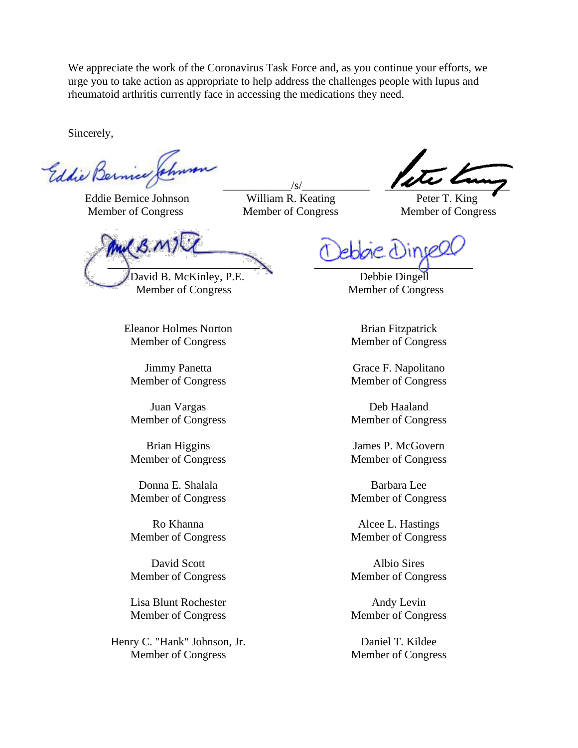We appreciate the work of the Coronavirus Task Force and, as you continue your efforts, we urge you to take action as appropriate to help address the challenges people with lupus and rheumatoid arthritis currently face in accessing the medications they need.

Sincerely,

Eddie Bernice Johnson
Member of Congress

/s/
William R. Keating
Member of Congress

Peter T. King
Member of Congress

David B. McKinley, P.E.
Member of Congress

Debbie Dingell
Member of Congress

Eleanor Holmes Norton
Member of Congress

Brian Fitzpatrick
Member of Congress

Jimmy Panetta
Member of Congress

Grace F. Napolitano
Member of Congress

Juan Vargas
Member of Congress

Deb Haaland
Member of Congress

Brian Higgins
Member of Congress

James P. McGovern
Member of Congress

Donna E. Shalala
Member of Congress

Barbara Lee
Member of Congress

Ro Khanna
Member of Congress

Alcee L. Hastings
Member of Congress

David Scott
Member of Congress

Albio Sires
Member of Congress

Lisa Blunt Rochester
Member of Congress

Andy Levin
Member of Congress

Henry C. "Hank" Johnson, Jr.
Member of Congress

Daniel T. Kildee
Member of Congress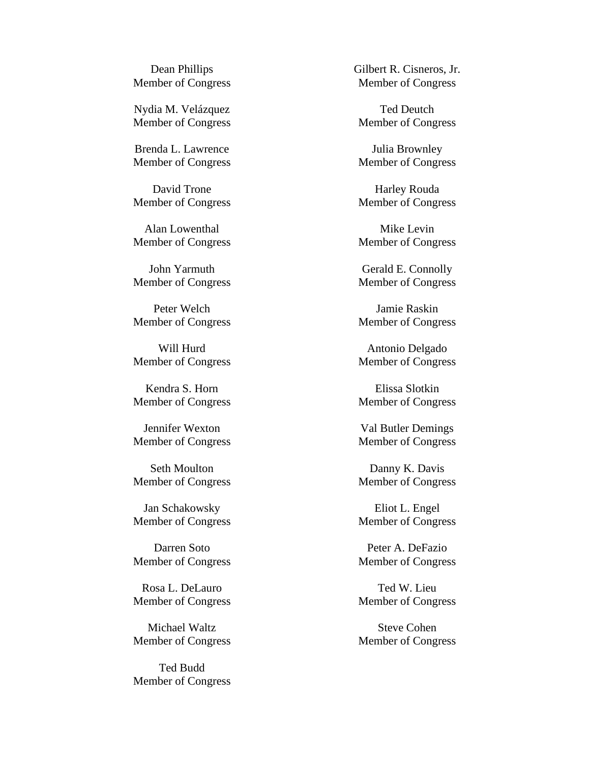Dean Phillips
Member of Congress

Nydia M. Velázquez
Member of Congress

Brenda L. Lawrence
Member of Congress

David Trone
Member of Congress

Alan Lowenthal
Member of Congress

John Yarmuth
Member of Congress

Peter Welch
Member of Congress

Will Hurd
Member of Congress

Kendra S. Horn
Member of Congress

Jennifer Wexton
Member of Congress

Seth Moulton
Member of Congress

Jan Schakowsky
Member of Congress

Darren Soto
Member of Congress

Rosa L. DeLauro
Member of Congress

Michael Waltz
Member of Congress

Ted Budd
Member of Congress

Gilbert R. Cisneros, Jr.
Member of Congress

Ted Deutch
Member of Congress

Julia Brownley
Member of Congress

Harley Rouda
Member of Congress

Mike Levin
Member of Congress

Gerald E. Connolly
Member of Congress

Jamie Raskin
Member of Congress

Antonio Delgado
Member of Congress

Elissa Slotkin
Member of Congress

Val Butler Demings
Member of Congress

Danny K. Davis
Member of Congress

Eliot L. Engel
Member of Congress

Peter A. DeFazio
Member of Congress

Ted W. Lieu
Member of Congress

Steve Cohen
Member of Congress